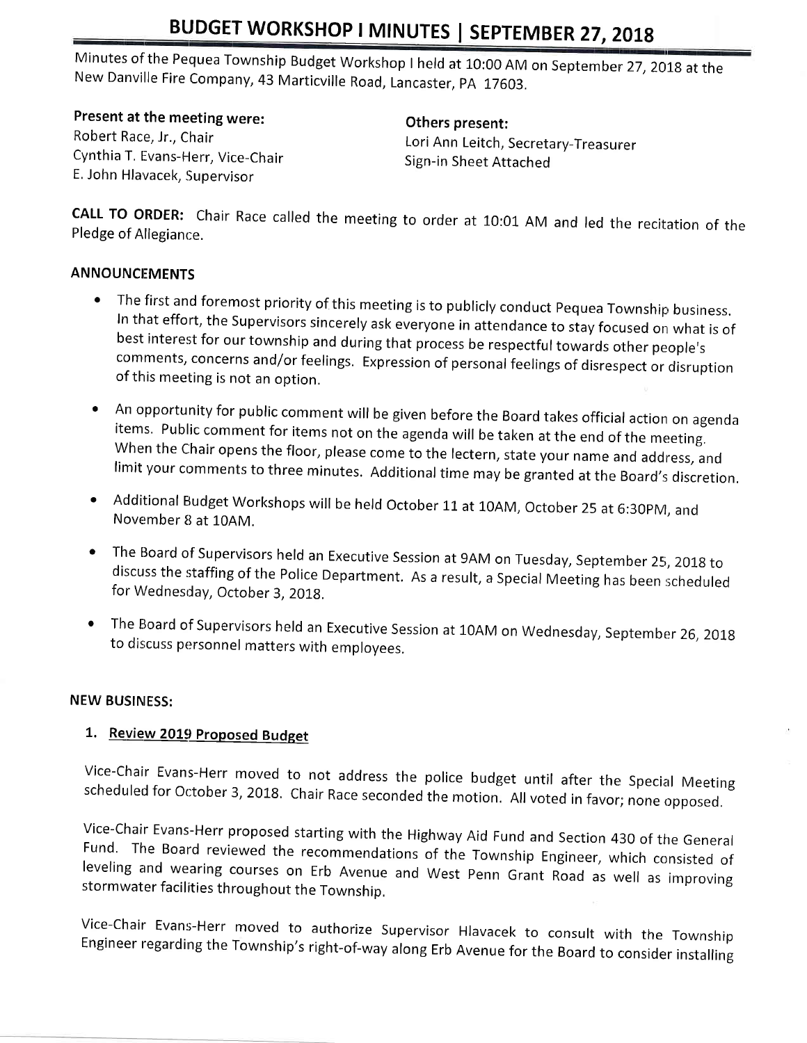# BUDGET WORKSHOP I MINUTES | SEPTEMBER 27, 2018

Minutes of the Pequea Township Budget Workshop I held at 10:00 AM on September 27, 2018 at the New Danville Fire Company, 43 Marticville Road, Lancaster, PA 17603.

**Present at the meeting were:**
Robert Race, Jr., Chair
Cynthia T. Evans-Herr, Vice-Chair
E. John Hlavacek, Supervisor

**Others present:**
Lori Ann Leitch, Secretary-Treasurer
Sign-in Sheet Attached

**CALL TO ORDER:** Chair Race called the meeting to order at 10:01 AM and led the recitation of the Pledge of Allegiance.

**ANNOUNCEMENTS**

- The first and foremost priority of this meeting is to publicly conduct Pequea Township business. In that effort, the Supervisors sincerely ask everyone in attendance to stay focused on what is of best interest for our township and during that process be respectful towards other people's comments, concerns and/or feelings. Expression of personal feelings of disrespect or disruption of this meeting is not an option.
- An opportunity for public comment will be given before the Board takes official action on agenda items. Public comment for items not on the agenda will be taken at the end of the meeting. When the Chair opens the floor, please come to the lectern, state your name and address, and limit your comments to three minutes. Additional time may be granted at the Board's discretion.
- Additional Budget Workshops will be held October 11 at 10AM, October 25 at 6:30PM, and November 8 at 10AM.
- The Board of Supervisors held an Executive Session at 9AM on Tuesday, September 25, 2018 to discuss the staffing of the Police Department. As a result, a Special Meeting has been scheduled for Wednesday, October 3, 2018.
- The Board of Supervisors held an Executive Session at 10AM on Wednesday, September 26, 2018 to discuss personnel matters with employees.

**NEW BUSINESS:**

1. **Review 2019 Proposed Budget**

Vice-Chair Evans-Herr moved to not address the police budget until after the Special Meeting scheduled for October 3, 2018. Chair Race seconded the motion. All voted in favor; none opposed.

Vice-Chair Evans-Herr proposed starting with the Highway Aid Fund and Section 430 of the General Fund. The Board reviewed the recommendations of the Township Engineer, which consisted of leveling and wearing courses on Erb Avenue and West Penn Grant Road as well as improving stormwater facilities throughout the Township.

Vice-Chair Evans-Herr moved to authorize Supervisor Hlavacek to consult with the Township Engineer regarding the Township's right-of-way along Erb Avenue for the Board to consider installing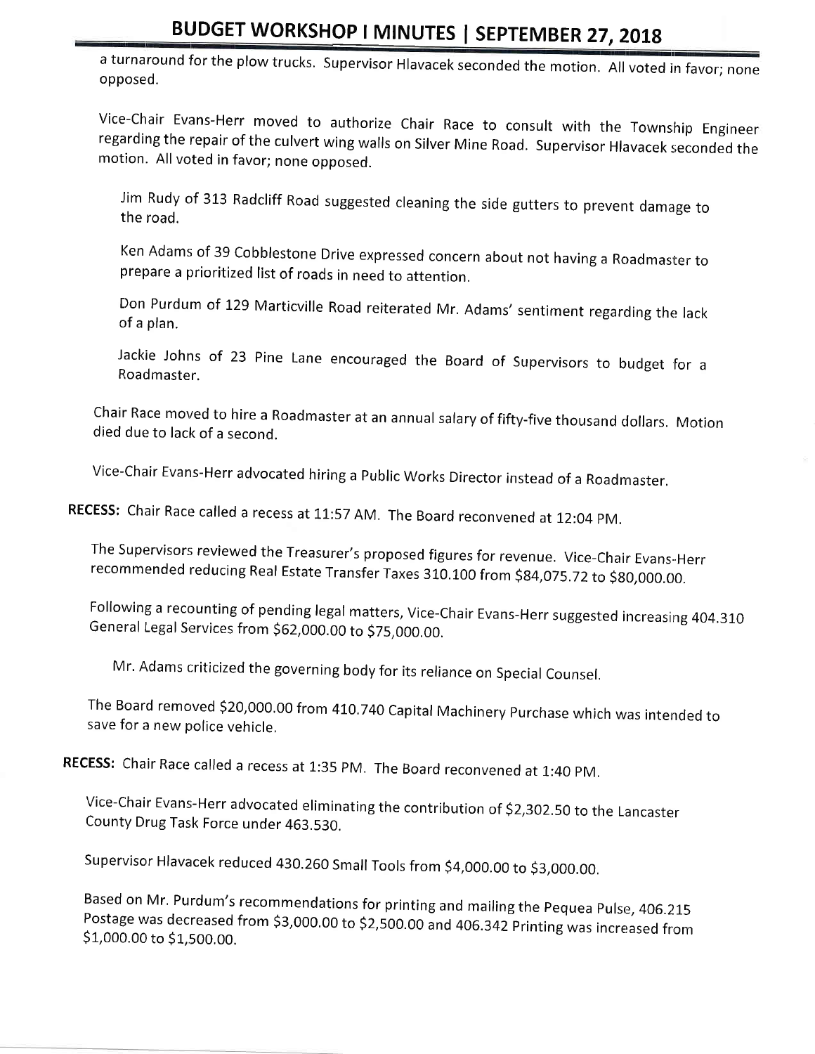a turnaround for the plow trucks. Supervisor Hlavacek seconded the motion. All voted in favor; none opposed.

Vice-Chair Evans-Herr moved to authorize Chair Race to consult with the Township Engineer regarding the repair of the culvert wing walls on Silver Mine Road. Supervisor Hlavacek seconded the motion. All voted in favor; none opposed.

> Jim Rudy of 313 Radcliff Road suggested cleaning the side gutters to prevent damage to the road.
>
> Ken Adams of 39 Cobblestone Drive expressed concern about not having a Roadmaster to prepare a prioritized list of roads in need to attention.
>
> Don Purdum of 129 Marticville Road reiterated Mr. Adams' sentiment regarding the lack of a plan.
>
> Jackie Johns of 23 Pine Lane encouraged the Board of Supervisors to budget for a Roadmaster.

Chair Race moved to hire a Roadmaster at an annual salary of fifty-five thousand dollars. Motion died due to lack of a second.

Vice-Chair Evans-Herr advocated hiring a Public Works Director instead of a Roadmaster.

**RECESS:** Chair Race called a recess at 11:57 AM. The Board reconvened at 12:04 PM.

The Supervisors reviewed the Treasurer's proposed figures for revenue. Vice-Chair Evans-Herr recommended reducing Real Estate Transfer Taxes 310.100 from $84,075.72 to $80,000.00.

Following a recounting of pending legal matters, Vice-Chair Evans-Herr suggested increasing 404.310 General Legal Services from $62,000.00 to $75,000.00.

> Mr. Adams criticized the governing body for its reliance on Special Counsel.

The Board removed $20,000.00 from 410.740 Capital Machinery Purchase which was intended to save for a new police vehicle.

**RECESS:** Chair Race called a recess at 1:35 PM. The Board reconvened at 1:40 PM.

Vice-Chair Evans-Herr advocated eliminating the contribution of $2,302.50 to the Lancaster County Drug Task Force under 463.530.

Supervisor Hlavacek reduced 430.260 Small Tools from $4,000.00 to $3,000.00.

Based on Mr. Purdum's recommendations for printing and mailing the Pequea Pulse, 406.215 Postage was decreased from $3,000.00 to $2,500.00 and 406.342 Printing was increased from $1,000.00 to $1,500.00.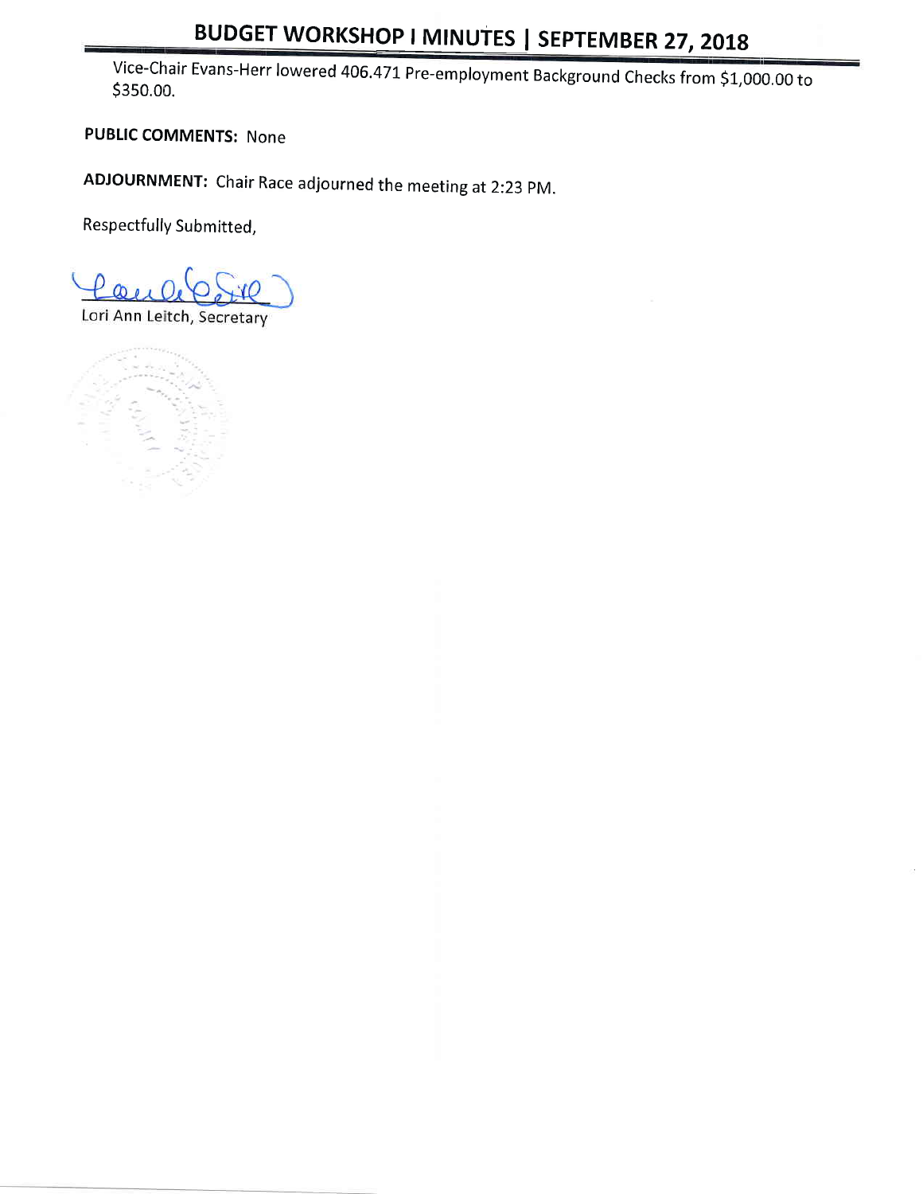Vice-Chair Evans-Herr lowered 406.471 Pre-employment Background Checks from $1,000.00 to $350.00.

**PUBLIC COMMENTS:** None

**ADJOURNMENT:** Chair Race adjourned the meeting at 2:23 PM.

Respectfully Submitted,

Lori Ann Leitch, Secretary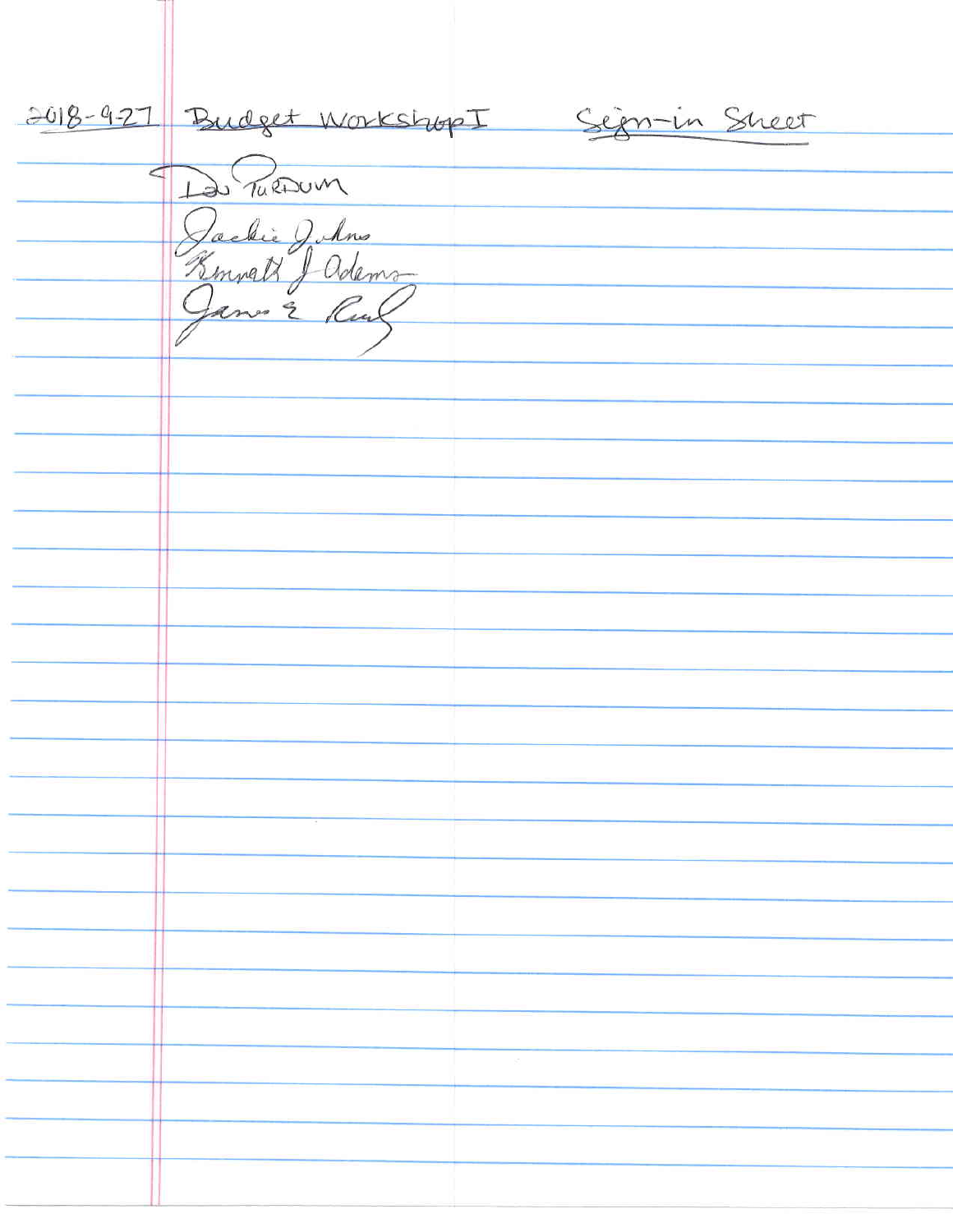2018-9-27 Budget Workshop I Sign-in Sheet

Don Purdum

Jackie Johns

Kenneth J Adams

James E Rund